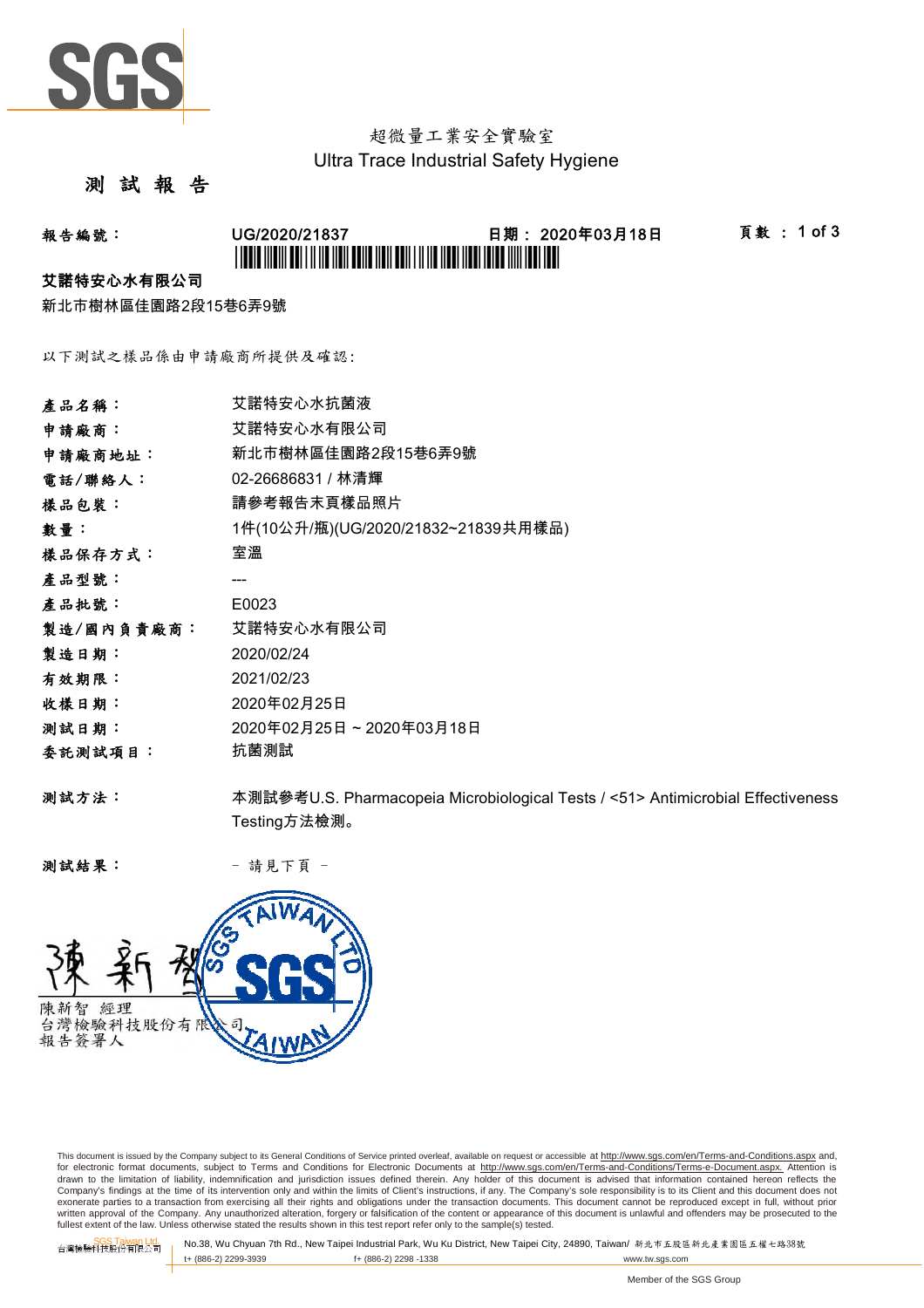超微量工業安全實驗室
Ultra Trace Industrial Safety Hygiene

# 測 試 報 告

**報告編號：** UG/2020/21837　　**日期：** 2020年03月18日

**艾諾特安心水有限公司**

新北市樹林區佳園路2段15巷6弄9號

以下測試之樣品係由申請廠商所提供及確認:

**產品名稱：** 艾諾特安心水抗菌液

**申請廠商：** 艾諾特安心水有限公司

**申請廠商地址：** 新北市樹林區佳園路2段15巷6弄9號

**電話/聯絡人：** 02-26686831 / 林清輝

**樣品包裝：** 請參考報告末頁樣品照片

**數量：** 1件(10公升/瓶)(UG/2020/21832~21839共用樣品)

**樣品保存方式：** 室溫

**產品型號：** ---

**產品批號：** E0023

**製造/國內負責廠商：** 艾諾特安心水有限公司

**製造日期：** 2020/02/24

**有效期限：** 2021/02/23

**收樣日期：** 2020年02月25日

**測試日期：** 2020年02月25日 ~ 2020年03月18日

**委託測試項目：** 抗菌測試

**測試方法：** 本測試參考U.S. Pharmacopeia Microbiological Tests / <51> Antimicrobial Effectiveness Testing方法檢測。

**測試結果：** – 請見下頁 –

陳新智 經理
台灣檢驗科技股份有限公司
報告簽署人

This document is issued by the Company subject to its General Conditions of Service printed overleaf, available on request or accessible at http://www.sgs.com/en/Terms-and-Conditions.aspx and, for electronic format documents, subject to Terms and Conditions for Electronic Documents at http://www.sgs.com/en/Terms-and-Conditions/Terms-e-Document.aspx. Attention is drawn to the limitation of liability, indemnification and jurisdiction issues defined therein. Any holder of this document is advised that information contained hereon reflects the Company's findings at the time of its intervention only and within the limits of Client's instructions, if any. The Company's sole responsibility is to its Client and this document does not exonerate parties to a transaction from exercising all their rights and obligations under the transaction documents. This document cannot be reproduced except in full, without prior written approval of the Company. Any unauthorized alteration, forgery or falsification of the content or appearance of this document is unlawful and offenders may be prosecuted to the fullest extent of the law. Unless otherwise stated the results shown in this test report refer only to the sample(s) tested.

SGS Taiwan Ltd. 台灣檢驗科技股份有限公司 No.38, Wu Chyuan 7th Rd., New Taipei Industrial Park, Wu Ku District, New Taipei City, 24890, Taiwan/ 新北市五股區新北產業園區五權七路38號
t+ (886-2) 2299-3939　f+ (886-2) 2298 -1338　www.tw.sgs.com

Member of the SGS Group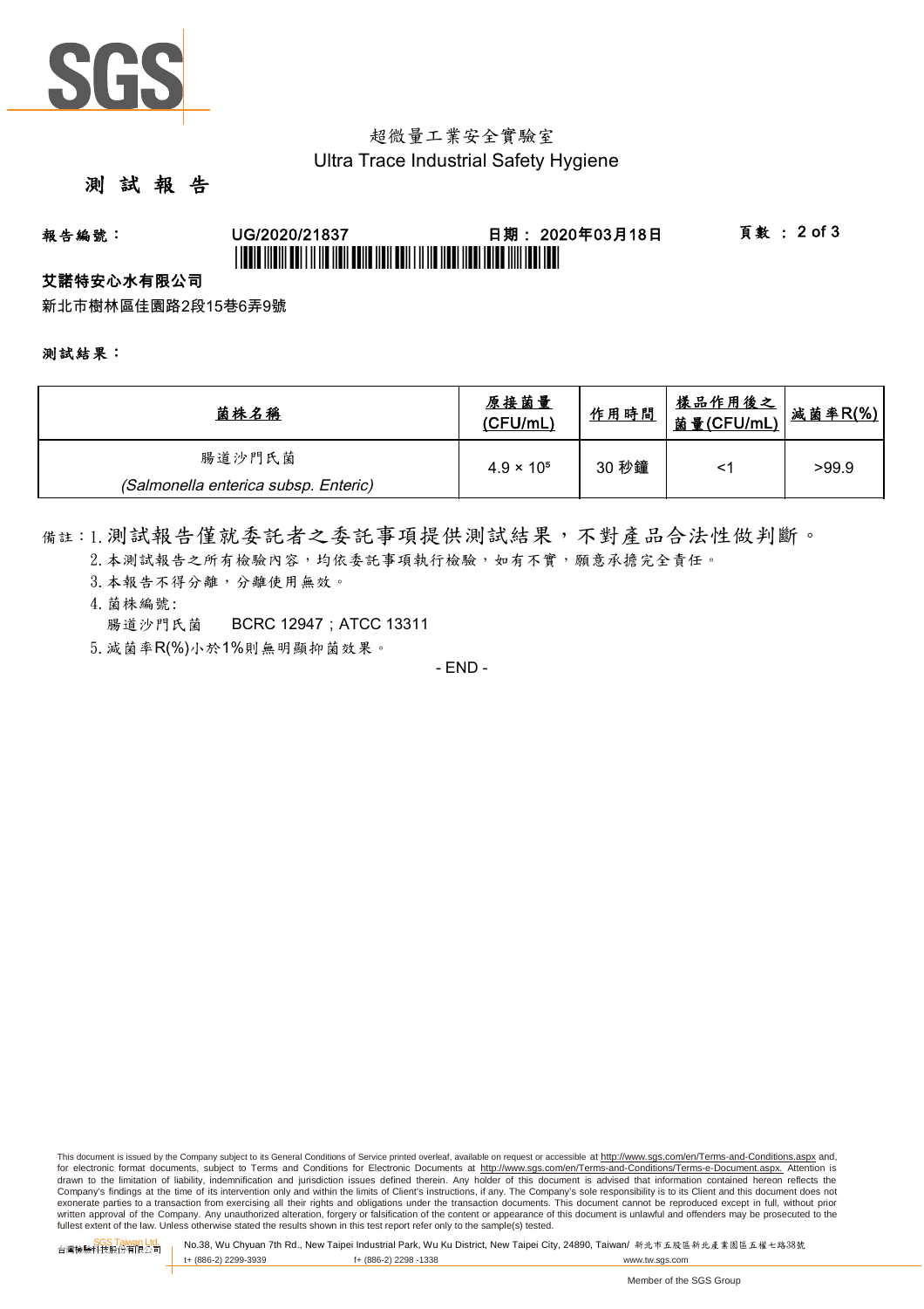超微量工業安全實驗室
Ultra Trace Industrial Safety Hygiene

# 測 試 報 告

**報告編號：** UG/2020/21837　　**日期：** 2020年03月18日　　**頁數：** 2 of 3

**艾諾特安心水有限公司**

新北市樹林區佳園路2段15巷6弄9號

**測試結果：**

| 菌株名稱 | 原接菌量 (CFU/mL) | 作用時間 | 樣品作用後之菌量(CFU/mL) | 減菌率R(%) |
|---|---|---|---|---|
| 腸道沙門氏菌 (*Salmonella enterica subsp. Enteric*) | $4.9 \times 10^5$ | 30 秒鐘 | <1 | >99.9 |

備註：1. 測試報告僅就委託者之委託事項提供測試結果，不對產品合法性做判斷。

2. 本測試報告之所有檢驗內容，均依委託事項執行檢驗，如有不實，願意承擔完全責任。

3. 本報告不得分離，分離使用無效。

4. 菌株編號:

腸道沙門氏菌　BCRC 12947；ATCC 13311

5. 減菌率R(%)小於1%則無明顯抑菌效果。

- END -

This document is issued by the Company subject to its General Conditions of Service printed overleaf, available on request or accessible at http://www.sgs.com/en/Terms-and-Conditions.aspx and, for electronic format documents, subject to Terms and Conditions for Electronic Documents at http://www.sgs.com/en/Terms-and-Conditions/Terms-e-Document.aspx. Attention is drawn to the limitation of liability, indemnification and jurisdiction issues defined therein. Any holder of this document is advised that information contained hereon reflects the Company's findings at the time of its intervention only and within the limits of Client's instructions, if any. The Company's sole responsibility is to its Client and this document does not exonerate parties to a transaction from exercising all their rights and obligations under the transaction documents. This document cannot be reproduced except in full, without prior written approval of the Company. Any unauthorized alteration, forgery or falsification of the content or appearance of this document is unlawful and offenders may be prosecuted to the fullest extent of the law. Unless otherwise stated the results shown in this test report refer only to the sample(s) tested.

SGS Taiwan Ltd. 台灣檢驗科技股份有限公司　No.38, Wu Chyuan 7th Rd., New Taipei Industrial Park, Wu Ku District, New Taipei City, 24890, Taiwan/ 新北市五股區新北產業園區五權七路38號　t+ (886-2) 2299-3939　f+ (886-2) 2298 -1338　www.tw.sgs.com

Member of the SGS Group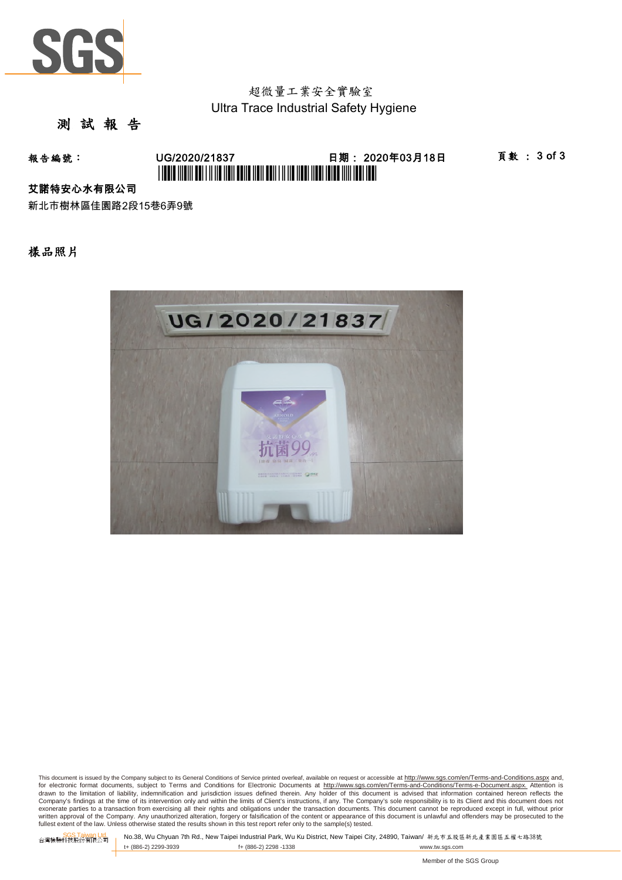超微量工業安全實驗室
Ultra Trace Industrial Safety Hygiene

# 測 試 報 告

報告編號： UG/2020/21837 日期： 2020年03月18日

**艾諾特安心水有限公司**

新北市樹林區佳園路2段15巷6弄9號

## 樣品照片

This document is issued by the Company subject to its General Conditions of Service printed overleaf, available on request or accessible at http://www.sgs.com/en/Terms-and-Conditions.aspx and, for electronic format documents, subject to Terms and Conditions for Electronic Documents at http://www.sgs.com/en/Terms-and-Conditions/Terms-e-Document.aspx. Attention is drawn to the limitation of liability, indemnification and jurisdiction issues defined therein. Any holder of this document is advised that information contained hereon reflects the Company's findings at the time of its intervention only and within the limits of Client's instructions, if any. The Company's sole responsibility is to its Client and this document does not exonerate parties to a transaction from exercising all their rights and obligations under the transaction documents. This document cannot be reproduced except in full, without prior written approval of the Company. Any unauthorized alteration, forgery or falsification of the content or appearance of this document is unlawful and offenders may be prosecuted to the fullest extent of the law. Unless otherwise stated the results shown in this test report refer only to the sample(s) tested.

SGS Taiwan Ltd. 台灣檢驗科技股份有限公司 No.38, Wu Chyuan 7th Rd., New Taipei Industrial Park, Wu Ku District, New Taipei City, 24890, Taiwan/ 新北市五股區新北產業園區五權七路38號

t+ (886-2) 2299-3939 f+ (886-2) 2298 -1338 www.tw.sgs.com

Member of the SGS Group